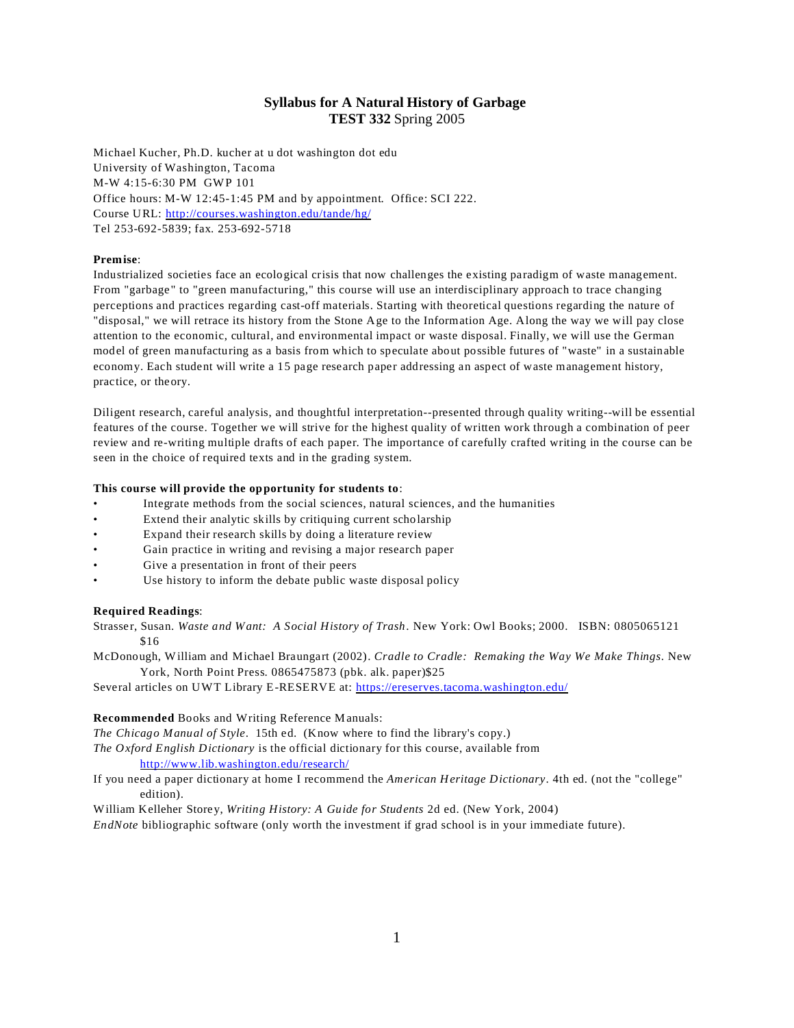# Syllabus for A Natural History of Garbage

**TEST 332** Spring 2005

Michael Kucher, Ph.D. kucher at u dot washington dot edu
University of Washington, Tacoma
M-W 4:15-6:30 PM GWP 101
Office hours: M-W 12:45-1:45 PM and by appointment. Office: SCI 222.
Course URL: http://courses.washington.edu/tande/hg/
Tel 253-692-5839; fax. 253-692-5718

**Premise**:
Industrialized societies face an ecological crisis that now challenges the existing paradigm of waste management. From "garbage" to "green manufacturing," this course will use an interdisciplinary approach to trace changing perceptions and practices regarding cast-off materials. Starting with theoretical questions regarding the nature of "disposal," we will retrace its history from the Stone Age to the Information Age. Along the way we will pay close attention to the economic, cultural, and environmental impact or waste disposal. Finally, we will use the German model of green manufacturing as a basis from which to speculate about possible futures of "waste" in a sustainable economy. Each student will write a 15 page research paper addressing an aspect of waste management history, practice, or theory.

Diligent research, careful analysis, and thoughtful interpretation--presented through quality writing--will be essential features of the course. Together we will strive for the highest quality of written work through a combination of peer review and re-writing multiple drafts of each paper. The importance of carefully crafted writing in the course can be seen in the choice of required texts and in the grading system.

**This course will provide the opportunity for students to**:

- Integrate methods from the social sciences, natural sciences, and the humanities
- Extend their analytic skills by critiquing current scholarship
- Expand their research skills by doing a literature review
- Gain practice in writing and revising a major research paper
- Give a presentation in front of their peers
- Use history to inform the debate public waste disposal policy

**Required Readings**:

Strasser, Susan. *Waste and Want: A Social History of Trash*. New York: Owl Books; 2000. ISBN: 0805065121 $16

McDonough, William and Michael Braungart (2002). *Cradle to Cradle: Remaking the Way We Make Things*. New York, North Point Press. 0865475873 (pbk. alk. paper)$25

Several articles on UWT Library E-RESERVE at: https://ereserves.tacoma.washington.edu/

**Recommended** Books and Writing Reference Manuals:

*The Chicago Manual of Style*. 15th ed. (Know where to find the library's copy.)

*The Oxford English Dictionary* is the official dictionary for this course, available from http://www.lib.washington.edu/research/

If you need a paper dictionary at home I recommend the *American Heritage Dictionary*. 4th ed. (not the "college" edition).

William Kelleher Storey, *Writing History: A Guide for Students* 2d ed. (New York, 2004)

*EndNote* bibliographic software (only worth the investment if grad school is in your immediate future).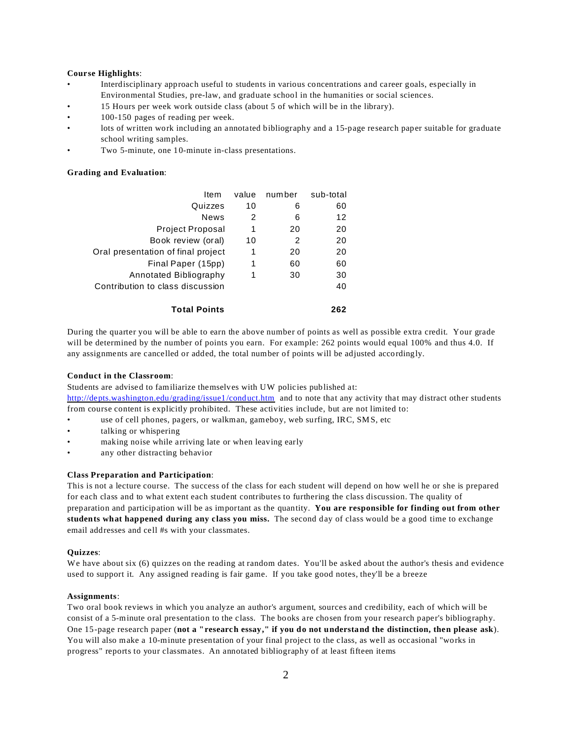**Course Highlights**:

- Interdisciplinary approach useful to students in various concentrations and career goals, especially in Environmental Studies, pre-law, and graduate school in the humanities or social sciences.
- 15 Hours per week work outside class (about 5 of which will be in the library).
- 100-150 pages of reading per week.
- lots of written work including an annotated bibliography and a 15-page research paper suitable for graduate school writing samples.
- Two 5-minute, one 10-minute in-class presentations.

**Grading and Evaluation**:

| Item | value | number | sub-total |
|---|---|---|---|
| Quizzes | 10 | 6 | 60 |
| News | 2 | 6 | 12 |
| Project Proposal | 1 | 20 | 20 |
| Book review (oral) | 10 | 2 | 20 |
| Oral presentation of final project | 1 | 20 | 20 |
| Final Paper (15pp) | 1 | 60 | 60 |
| Annotated Bibliography | 1 | 30 | 30 |
| Contribution to class discussion | | | 40 |
| **Total Points** | | | **262** |

During the quarter you will be able to earn the above number of points as well as possible extra credit. Your grade will be determined by the number of points you earn. For example: 262 points would equal 100% and thus 4.0. If any assignments are cancelled or added, the total number of points will be adjusted accordingly.

**Conduct in the Classroom**:

Students are advised to familiarize themselves with UW policies published at: http://depts.washington.edu/grading/issue1/conduct.htm and to note that any activity that may distract other students from course content is explicitly prohibited. These activities include, but are not limited to:

- use of cell phones, pagers, or walkman, gameboy, web surfing, IRC, SMS, etc
- talking or whispering
- making noise while arriving late or when leaving early
- any other distracting behavior

**Class Preparation and Participation**:

This is not a lecture course. The success of the class for each student will depend on how well he or she is prepared for each class and to what extent each student contributes to furthering the class discussion. The quality of preparation and participation will be as important as the quantity. **You are responsible for finding out from other students what happened during any class you miss.** The second day of class would be a good time to exchange email addresses and cell #s with your classmates.

**Quizzes**:

We have about six (6) quizzes on the reading at random dates. You'll be asked about the author's thesis and evidence used to support it. Any assigned reading is fair game. If you take good notes, they'll be a breeze

**Assignments**:

Two oral book reviews in which you analyze an author's argument, sources and credibility, each of which will be consist of a 5-minute oral presentation to the class. The books are chosen from your research paper's bibliography. One 15-page research paper (**not a "research essay," if you do not understand the distinction, then please ask**). You will also make a 10-minute presentation of your final project to the class, as well as occasional "works in progress" reports to your classmates. An annotated bibliography of at least fifteen items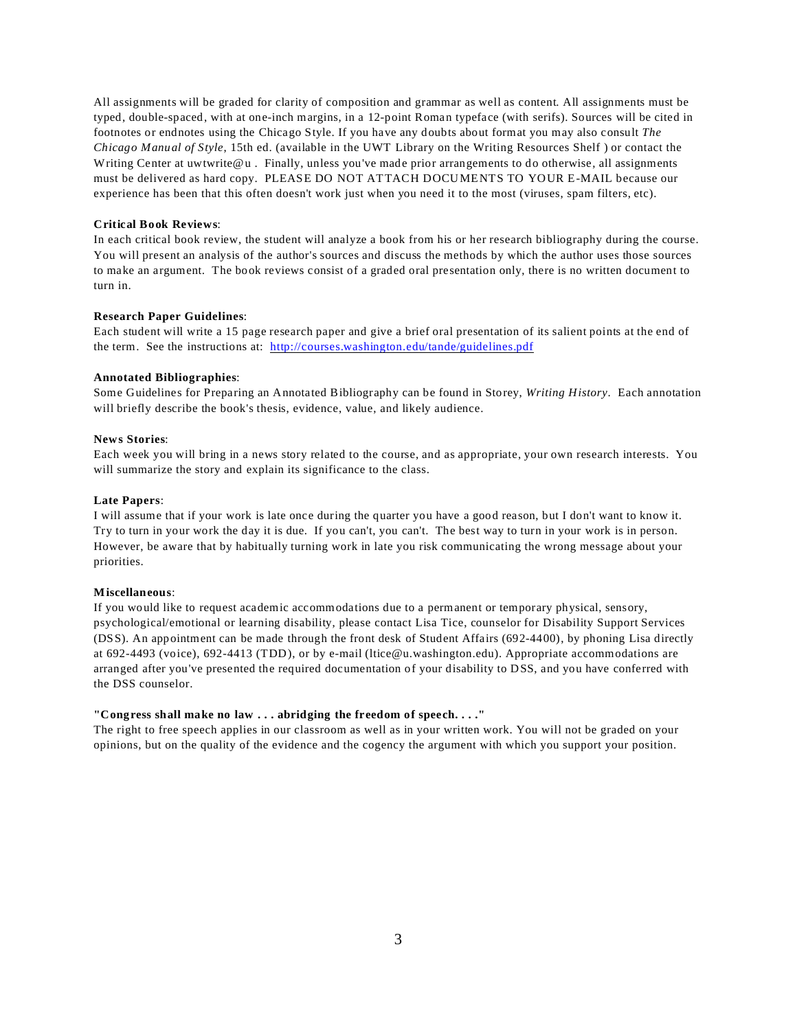All assignments will be graded for clarity of composition and grammar as well as content. All assignments must be typed, double-spaced, with at one-inch margins, in a 12-point Roman typeface (with serifs). Sources will be cited in footnotes or endnotes using the Chicago Style. If you have any doubts about format you may also consult *The Chicago Manual of Style*, 15th ed. (available in the UWT Library on the Writing Resources Shelf ) or contact the Writing Center at uwtwrite@u . Finally, unless you've made prior arrangements to do otherwise, all assignments must be delivered as hard copy. PLEASE DO NOT ATTACH DOCUMENTS TO YOUR E-MAIL because our experience has been that this often doesn't work just when you need it to the most (viruses, spam filters, etc).

**Critical Book Reviews**:
In each critical book review, the student will analyze a book from his or her research bibliography during the course. You will present an analysis of the author's sources and discuss the methods by which the author uses those sources to make an argument. The book reviews consist of a graded oral presentation only, there is no written document to turn in.

**Research Paper Guidelines**:
Each student will write a 15 page research paper and give a brief oral presentation of its salient points at the end of the term. See the instructions at: http://courses.washington.edu/tande/guidelines.pdf

**Annotated Bibliographies**:
Some Guidelines for Preparing an Annotated Bibliography can be found in Storey, *Writing History*. Each annotation will briefly describe the book's thesis, evidence, value, and likely audience.

**News Stories**:
Each week you will bring in a news story related to the course, and as appropriate, your own research interests. You will summarize the story and explain its significance to the class.

**Late Papers**:
I will assume that if your work is late once during the quarter you have a good reason, but I don't want to know it. Try to turn in your work the day it is due. If you can't, you can't. The best way to turn in your work is in person. However, be aware that by habitually turning work in late you risk communicating the wrong message about your priorities.

**Miscellaneous**:
If you would like to request academic accommodations due to a permanent or temporary physical, sensory, psychological/emotional or learning disability, please contact Lisa Tice, counselor for Disability Support Services (DSS). An appointment can be made through the front desk of Student Affairs (692-4400), by phoning Lisa directly at 692-4493 (voice), 692-4413 (TDD), or by e-mail (ltice@u.washington.edu). Appropriate accommodations are arranged after you've presented the required documentation of your disability to DSS, and you have conferred with the DSS counselor.

**"Congress shall make no law . . . abridging the freedom of speech. . . ."**
The right to free speech applies in our classroom as well as in your written work. You will not be graded on your opinions, but on the quality of the evidence and the cogency the argument with which you support your position.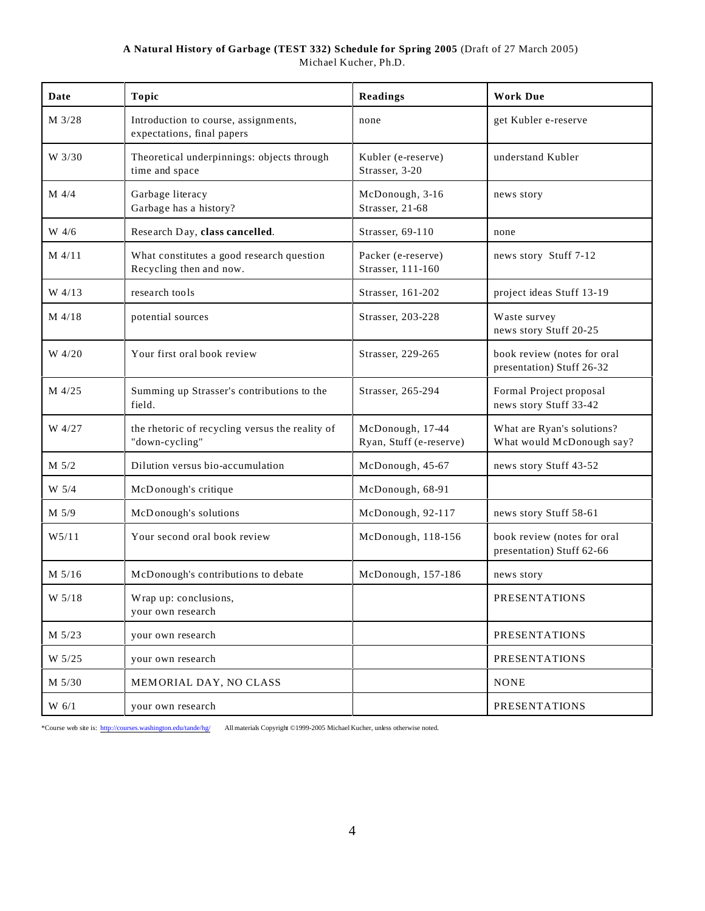**A Natural History of Garbage (TEST 332) Schedule for Spring 2005** (Draft of 27 March 2005)
Michael Kucher, Ph.D.

| Date | Topic | Readings | Work Due |
|---|---|---|---|
| M 3/28 | Introduction to course, assignments, expectations, final papers | none | get Kubler e-reserve |
| W 3/30 | Theoretical underpinnings: objects through time and space | Kubler (e-reserve)<br>Strasser, 3-20 | understand Kubler |
| M 4/4 | Garbage literacy<br>Garbage has a history? | McDonough, 3-16<br>Strasser, 21-68 | news story |
| W 4/6 | Research Day, **class cancelled**. | Strasser, 69-110 | none |
| M 4/11 | What constitutes a good research question<br>Recycling then and now. | Packer (e-reserve)<br>Strasser, 111-160 | news story Stuff 7-12 |
| W 4/13 | research tools | Strasser, 161-202 | project ideas Stuff 13-19 |
| M 4/18 | potential sources | Strasser, 203-228 | Waste survey<br>news story Stuff 20-25 |
| W 4/20 | Your first oral book review | Strasser, 229-265 | book review (notes for oral presentation) Stuff 26-32 |
| M 4/25 | Summing up Strasser's contributions to the field. | Strasser, 265-294 | Formal Project proposal<br>news story Stuff 33-42 |
| W 4/27 | the rhetoric of recycling versus the reality of "down-cycling" | McDonough, 17-44<br>Ryan, Stuff (e-reserve) | What are Ryan's solutions?<br>What would McDonough say? |
| M 5/2 | Dilution versus bio-accumulation | McDonough, 45-67 | news story Stuff 43-52 |
| W 5/4 | McDonough's critique | McDonough, 68-91 | |
| M 5/9 | McDonough's solutions | McDonough, 92-117 | news story Stuff 58-61 |
| W5/11 | Your second oral book review | McDonough, 118-156 | book review (notes for oral presentation) Stuff 62-66 |
| M 5/16 | McDonough's contributions to debate | McDonough, 157-186 | news story |
| W 5/18 | Wrap up: conclusions,<br>your own research | | PRESENTATIONS |
| M 5/23 | your own research | | PRESENTATIONS |
| W 5/25 | your own research | | PRESENTATIONS |
| M 5/30 | MEMORIAL DAY, NO CLASS | | NONE |
| W 6/1 | your own research | | PRESENTATIONS |

*Course web site is: http://courses.washington.edu/tande/hg/ All materials Copyright ©1999-2005 Michael Kucher, unless otherwise noted.